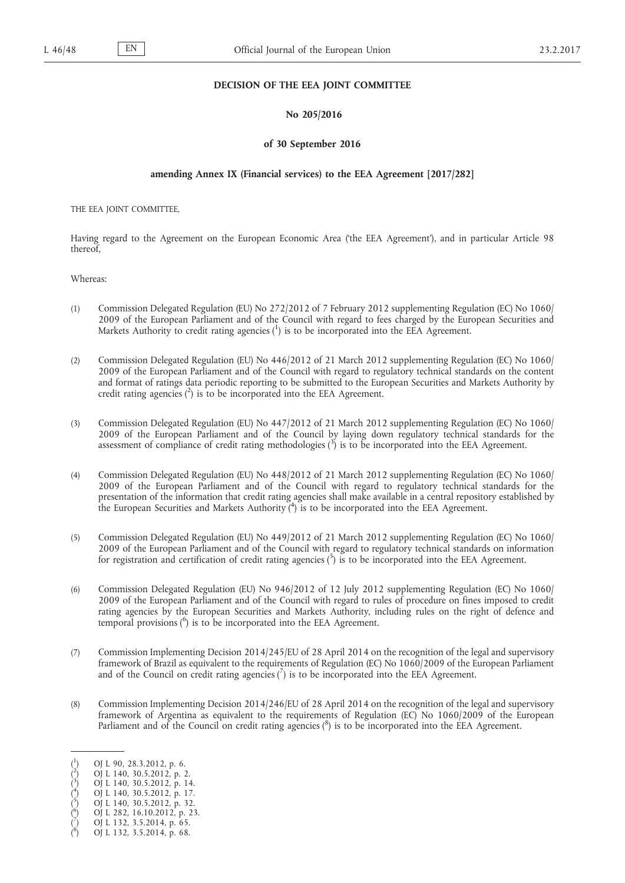**DECISION OF THE EEA JOINT COMMITTEE**

**No 205/2016**

**of 30 September 2016**

**amending Annex IX (Financial services) to the EEA Agreement [2017/282]**

THE EEA JOINT COMMITTEE,

Having regard to the Agreement on the European Economic Area ('the EEA Agreement'), and in particular Article 98 thereof,

Whereas:

(1) Commission Delegated Regulation (EU) No 272/2012 of 7 February 2012 supplementing Regulation (EC) No 1060/2009 of the European Parliament and of the Council with regard to fees charged by the European Securities and Markets Authority to credit rating agencies [1] is to be incorporated into the EEA Agreement.

(2) Commission Delegated Regulation (EU) No 446/2012 of 21 March 2012 supplementing Regulation (EC) No 1060/2009 of the European Parliament and of the Council with regard to regulatory technical standards on the content and format of ratings data periodic reporting to be submitted to the European Securities and Markets Authority by credit rating agencies [2] is to be incorporated into the EEA Agreement.

(3) Commission Delegated Regulation (EU) No 447/2012 of 21 March 2012 supplementing Regulation (EC) No 1060/2009 of the European Parliament and of the Council by laying down regulatory technical standards for the assessment of compliance of credit rating methodologies [3] is to be incorporated into the EEA Agreement.

(4) Commission Delegated Regulation (EU) No 448/2012 of 21 March 2012 supplementing Regulation (EC) No 1060/2009 of the European Parliament and of the Council with regard to regulatory technical standards for the presentation of the information that credit rating agencies shall make available in a central repository established by the European Securities and Markets Authority [4] is to be incorporated into the EEA Agreement.

(5) Commission Delegated Regulation (EU) No 449/2012 of 21 March 2012 supplementing Regulation (EC) No 1060/2009 of the European Parliament and of the Council with regard to regulatory technical standards on information for registration and certification of credit rating agencies [5] is to be incorporated into the EEA Agreement.

(6) Commission Delegated Regulation (EU) No 946/2012 of 12 July 2012 supplementing Regulation (EC) No 1060/2009 of the European Parliament and of the Council with regard to rules of procedure on fines imposed to credit rating agencies by the European Securities and Markets Authority, including rules on the right of defence and temporal provisions [6] is to be incorporated into the EEA Agreement.

(7) Commission Implementing Decision 2014/245/EU of 28 April 2014 on the recognition of the legal and supervisory framework of Brazil as equivalent to the requirements of Regulation (EC) No 1060/2009 of the European Parliament and of the Council on credit rating agencies [7] is to be incorporated into the EEA Agreement.

(8) Commission Implementing Decision 2014/246/EU of 28 April 2014 on the recognition of the legal and supervisory framework of Argentina as equivalent to the requirements of Regulation (EC) No 1060/2009 of the European Parliament and of the Council on credit rating agencies [8] is to be incorporated into the EEA Agreement.

---

[1] OJ L 90, 28.3.2012, p. 6.
[2] OJ L 140, 30.5.2012, p. 2.
[3] OJ L 140, 30.5.2012, p. 14.
[4] OJ L 140, 30.5.2012, p. 17.
[5] OJ L 140, 30.5.2012, p. 32.
[6] OJ L 282, 16.10.2012, p. 23.
[7] OJ L 132, 3.5.2014, p. 65.
[8] OJ L 132, 3.5.2014, p. 68.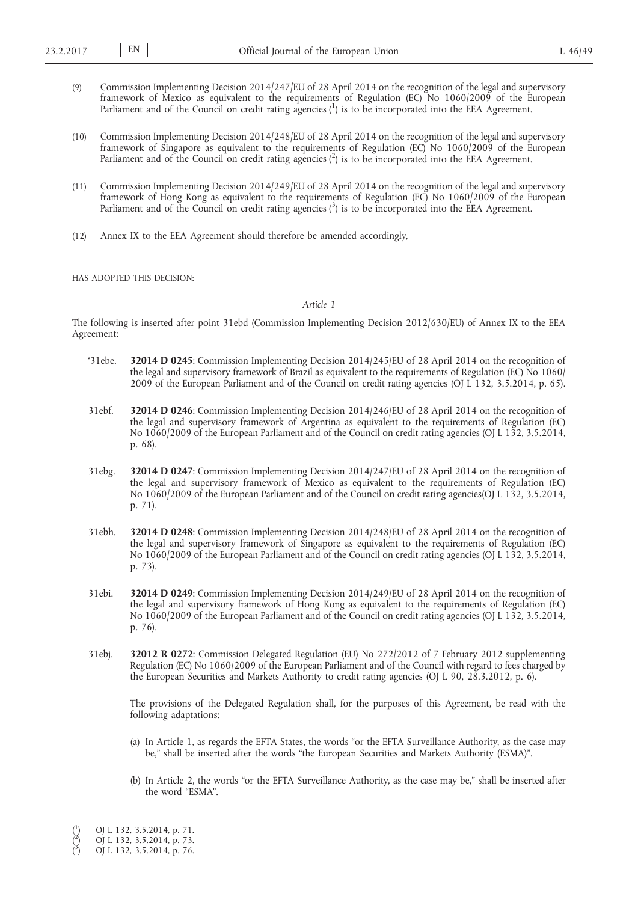(9) Commission Implementing Decision 2014/247/EU of 28 April 2014 on the recognition of the legal and supervisory framework of Mexico as equivalent to the requirements of Regulation (EC) No 1060/2009 of the European Parliament and of the Council on credit rating agencies [1] is to be incorporated into the EEA Agreement.

(10) Commission Implementing Decision 2014/248/EU of 28 April 2014 on the recognition of the legal and supervisory framework of Singapore as equivalent to the requirements of Regulation (EC) No 1060/2009 of the European Parliament and of the Council on credit rating agencies [2] is to be incorporated into the EEA Agreement.

(11) Commission Implementing Decision 2014/249/EU of 28 April 2014 on the recognition of the legal and supervisory framework of Hong Kong as equivalent to the requirements of Regulation (EC) No 1060/2009 of the European Parliament and of the Council on credit rating agencies [3] is to be incorporated into the EEA Agreement.

(12) Annex IX to the EEA Agreement should therefore be amended accordingly,

HAS ADOPTED THIS DECISION:

*Article 1*

The following is inserted after point 31ebd (Commission Implementing Decision 2012/630/EU) of Annex IX to the EEA Agreement:

'31ebe. **32014 D 0245**: Commission Implementing Decision 2014/245/EU of 28 April 2014 on the recognition of the legal and supervisory framework of Brazil as equivalent to the requirements of Regulation (EC) No 1060/2009 of the European Parliament and of the Council on credit rating agencies (OJ L 132, 3.5.2014, p. 65).

31ebf. **32014 D 0246**: Commission Implementing Decision 2014/246/EU of 28 April 2014 on the recognition of the legal and supervisory framework of Argentina as equivalent to the requirements of Regulation (EC) No 1060/2009 of the European Parliament and of the Council on credit rating agencies (OJ L 132, 3.5.2014, p. 68).

31ebg. **32014 D 0247**: Commission Implementing Decision 2014/247/EU of 28 April 2014 on the recognition of the legal and supervisory framework of Mexico as equivalent to the requirements of Regulation (EC) No 1060/2009 of the European Parliament and of the Council on credit rating agencies(OJ L 132, 3.5.2014, p. 71).

31ebh. **32014 D 0248**: Commission Implementing Decision 2014/248/EU of 28 April 2014 on the recognition of the legal and supervisory framework of Singapore as equivalent to the requirements of Regulation (EC) No 1060/2009 of the European Parliament and of the Council on credit rating agencies (OJ L 132, 3.5.2014, p. 73).

31ebi. **32014 D 0249**: Commission Implementing Decision 2014/249/EU of 28 April 2014 on the recognition of the legal and supervisory framework of Hong Kong as equivalent to the requirements of Regulation (EC) No 1060/2009 of the European Parliament and of the Council on credit rating agencies (OJ L 132, 3.5.2014, p. 76).

31ebj. **32012 R 0272**: Commission Delegated Regulation (EU) No 272/2012 of 7 February 2012 supplementing Regulation (EC) No 1060/2009 of the European Parliament and of the Council with regard to fees charged by the European Securities and Markets Authority to credit rating agencies (OJ L 90, 28.3.2012, p. 6).

The provisions of the Delegated Regulation shall, for the purposes of this Agreement, be read with the following adaptations:

(a) In Article 1, as regards the EFTA States, the words "or the EFTA Surveillance Authority, as the case may be," shall be inserted after the words "the European Securities and Markets Authority (ESMA)".

(b) In Article 2, the words "or the EFTA Surveillance Authority, as the case may be," shall be inserted after the word "ESMA".

[1] OJ L 132, 3.5.2014, p. 71.

[2] OJ L 132, 3.5.2014, p. 73.

[3] OJ L 132, 3.5.2014, p. 76.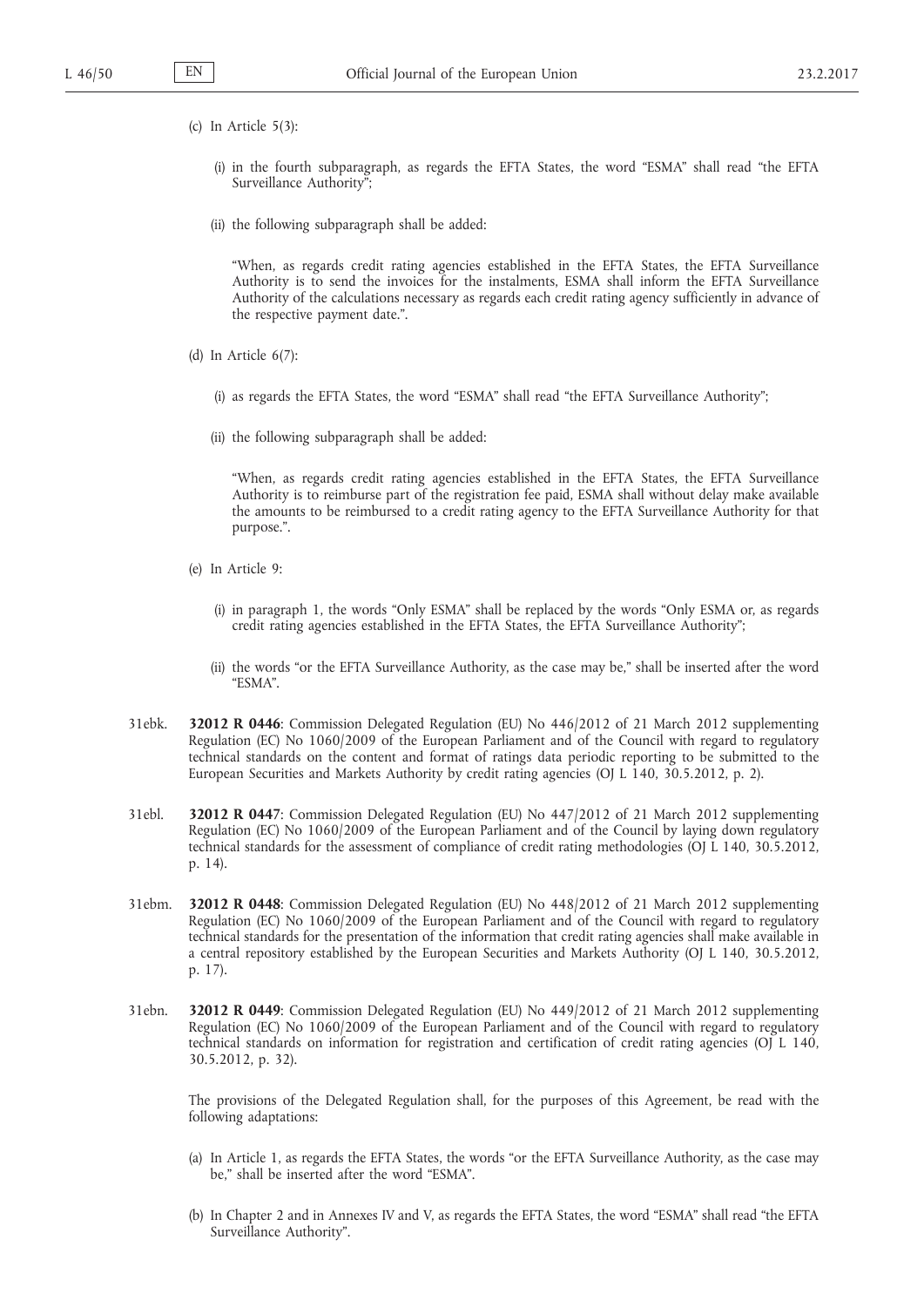(c) In Article 5(3):

(i) in the fourth subparagraph, as regards the EFTA States, the word "ESMA" shall read "the EFTA Surveillance Authority";

(ii) the following subparagraph shall be added:

"When, as regards credit rating agencies established in the EFTA States, the EFTA Surveillance Authority is to send the invoices for the instalments, ESMA shall inform the EFTA Surveillance Authority of the calculations necessary as regards each credit rating agency sufficiently in advance of the respective payment date.".

(d) In Article 6(7):

(i) as regards the EFTA States, the word "ESMA" shall read "the EFTA Surveillance Authority";

(ii) the following subparagraph shall be added:

"When, as regards credit rating agencies established in the EFTA States, the EFTA Surveillance Authority is to reimburse part of the registration fee paid, ESMA shall without delay make available the amounts to be reimbursed to a credit rating agency to the EFTA Surveillance Authority for that purpose.".

(e) In Article 9:

(i) in paragraph 1, the words "Only ESMA" shall be replaced by the words "Only ESMA or, as regards credit rating agencies established in the EFTA States, the EFTA Surveillance Authority";

(ii) the words "or the EFTA Surveillance Authority, as the case may be," shall be inserted after the word "ESMA".

31ebk. **32012 R 0446**: Commission Delegated Regulation (EU) No 446/2012 of 21 March 2012 supplementing Regulation (EC) No 1060/2009 of the European Parliament and of the Council with regard to regulatory technical standards on the content and format of ratings data periodic reporting to be submitted to the European Securities and Markets Authority by credit rating agencies (OJ L 140, 30.5.2012, p. 2).

31ebl. **32012 R 0447**: Commission Delegated Regulation (EU) No 447/2012 of 21 March 2012 supplementing Regulation (EC) No 1060/2009 of the European Parliament and of the Council by laying down regulatory technical standards for the assessment of compliance of credit rating methodologies (OJ L 140, 30.5.2012, p. 14).

31ebm. **32012 R 0448**: Commission Delegated Regulation (EU) No 448/2012 of 21 March 2012 supplementing Regulation (EC) No 1060/2009 of the European Parliament and of the Council with regard to regulatory technical standards for the presentation of the information that credit rating agencies shall make available in a central repository established by the European Securities and Markets Authority (OJ L 140, 30.5.2012, p. 17).

31ebn. **32012 R 0449**: Commission Delegated Regulation (EU) No 449/2012 of 21 March 2012 supplementing Regulation (EC) No 1060/2009 of the European Parliament and of the Council with regard to regulatory technical standards on information for registration and certification of credit rating agencies (OJ L 140, 30.5.2012, p. 32).

The provisions of the Delegated Regulation shall, for the purposes of this Agreement, be read with the following adaptations:

(a) In Article 1, as regards the EFTA States, the words "or the EFTA Surveillance Authority, as the case may be," shall be inserted after the word "ESMA".

(b) In Chapter 2 and in Annexes IV and V, as regards the EFTA States, the word "ESMA" shall read "the EFTA Surveillance Authority".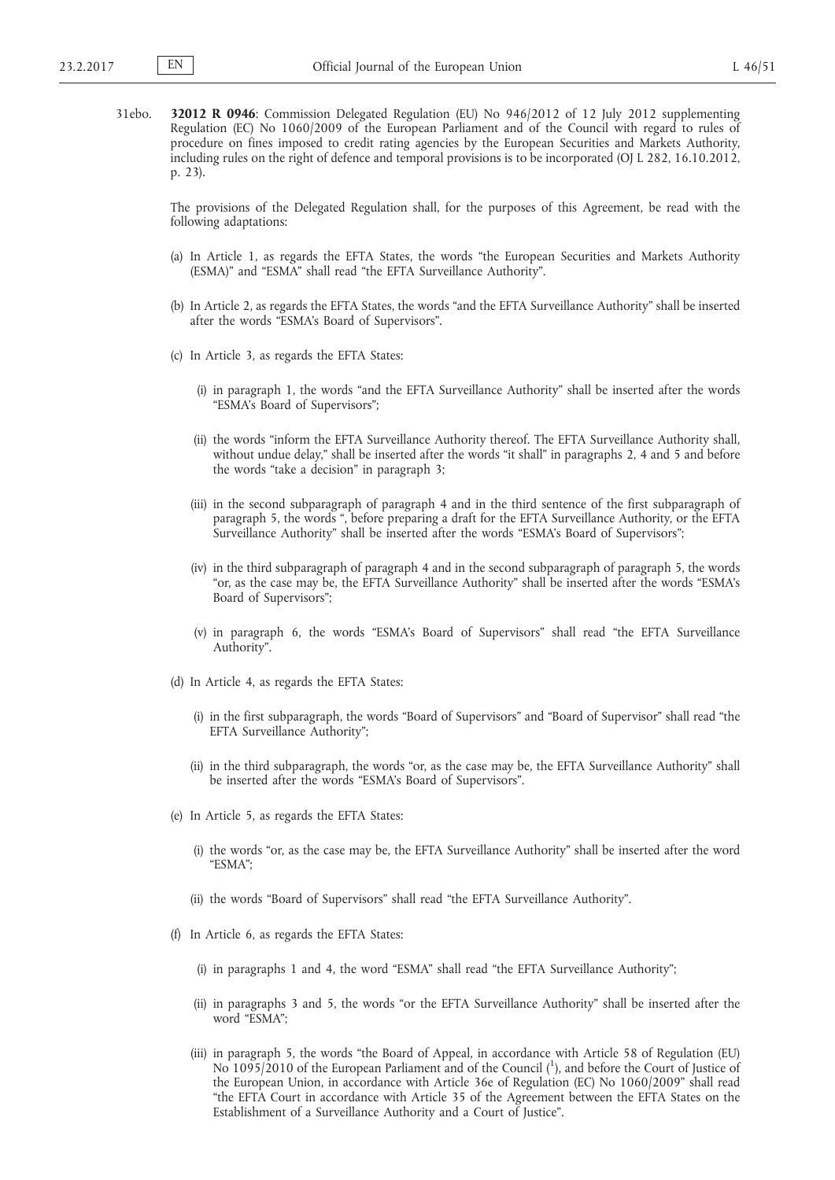31ebo. **32012 R 0946**: Commission Delegated Regulation (EU) No 946/2012 of 12 July 2012 supplementing Regulation (EC) No 1060/2009 of the European Parliament and of the Council with regard to rules of procedure on fines imposed to credit rating agencies by the European Securities and Markets Authority, including rules on the right of defence and temporal provisions is to be incorporated (OJ L 282, 16.10.2012, p. 23).

The provisions of the Delegated Regulation shall, for the purposes of this Agreement, be read with the following adaptations:

(a) In Article 1, as regards the EFTA States, the words "the European Securities and Markets Authority (ESMA)" and "ESMA" shall read "the EFTA Surveillance Authority".

(b) In Article 2, as regards the EFTA States, the words "and the EFTA Surveillance Authority" shall be inserted after the words "ESMA's Board of Supervisors".

(c) In Article 3, as regards the EFTA States:

(i) in paragraph 1, the words "and the EFTA Surveillance Authority" shall be inserted after the words "ESMA's Board of Supervisors";

(ii) the words "inform the EFTA Surveillance Authority thereof. The EFTA Surveillance Authority shall, without undue delay," shall be inserted after the words "it shall" in paragraphs 2, 4 and 5 and before the words "take a decision" in paragraph 3;

(iii) in the second subparagraph of paragraph 4 and in the third sentence of the first subparagraph of paragraph 5, the words ", before preparing a draft for the EFTA Surveillance Authority, or the EFTA Surveillance Authority" shall be inserted after the words "ESMA's Board of Supervisors";

(iv) in the third subparagraph of paragraph 4 and in the second subparagraph of paragraph 5, the words "or, as the case may be, the EFTA Surveillance Authority" shall be inserted after the words "ESMA's Board of Supervisors";

(v) in paragraph 6, the words "ESMA's Board of Supervisors" shall read "the EFTA Surveillance Authority".

(d) In Article 4, as regards the EFTA States:

(i) in the first subparagraph, the words "Board of Supervisors" and "Board of Supervisor" shall read "the EFTA Surveillance Authority";

(ii) in the third subparagraph, the words "or, as the case may be, the EFTA Surveillance Authority" shall be inserted after the words "ESMA's Board of Supervisors".

(e) In Article 5, as regards the EFTA States:

(i) the words "or, as the case may be, the EFTA Surveillance Authority" shall be inserted after the word "ESMA";

(ii) the words "Board of Supervisors" shall read "the EFTA Surveillance Authority".

(f) In Article 6, as regards the EFTA States:

(i) in paragraphs 1 and 4, the word "ESMA" shall read "the EFTA Surveillance Authority";

(ii) in paragraphs 3 and 5, the words "or the EFTA Surveillance Authority" shall be inserted after the word "ESMA";

(iii) in paragraph 5, the words "the Board of Appeal, in accordance with Article 58 of Regulation (EU) No 1095/2010 of the European Parliament and of the Council ([1]), and before the Court of Justice of the European Union, in accordance with Article 36e of Regulation (EC) No 1060/2009" shall read "the EFTA Court in accordance with Article 35 of the Agreement between the EFTA States on the Establishment of a Surveillance Authority and a Court of Justice".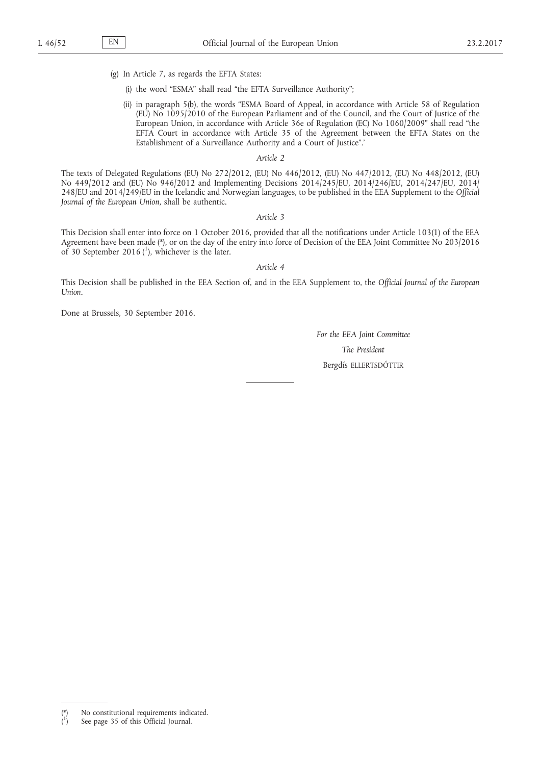(g) In Article 7, as regards the EFTA States:

(i) the word "ESMA" shall read "the EFTA Surveillance Authority";

(ii) in paragraph 5(b), the words "ESMA Board of Appeal, in accordance with Article 58 of Regulation (EU) No 1095/2010 of the European Parliament and of the Council, and the Court of Justice of the European Union, in accordance with Article 36e of Regulation (EC) No 1060/2009" shall read "the EFTA Court in accordance with Article 35 of the Agreement between the EFTA States on the Establishment of a Surveillance Authority and a Court of Justice".'

*Article 2*

The texts of Delegated Regulations (EU) No 272/2012, (EU) No 446/2012, (EU) No 447/2012, (EU) No 448/2012, (EU) No 449/2012 and (EU) No 946/2012 and Implementing Decisions 2014/245/EU, 2014/246/EU, 2014/247/EU, 2014/248/EU and 2014/249/EU in the Icelandic and Norwegian languages, to be published in the EEA Supplement to the *Official Journal of the European Union*, shall be authentic.

*Article 3*

This Decision shall enter into force on 1 October 2016, provided that all the notifications under Article 103(1) of the EEA Agreement have been made (*), or on the day of the entry into force of Decision of the EEA Joint Committee No 203/2016 of 30 September 2016 [1], whichever is the later.

*Article 4*

This Decision shall be published in the EEA Section of, and in the EEA Supplement to, the *Official Journal of the European Union*.

Done at Brussels, 30 September 2016.

*For the EEA Joint Committee*

*The President*

Bergdís ELLERTSDÓTTIR

(*) No constitutional requirements indicated.

[1] See page 35 of this Official Journal.